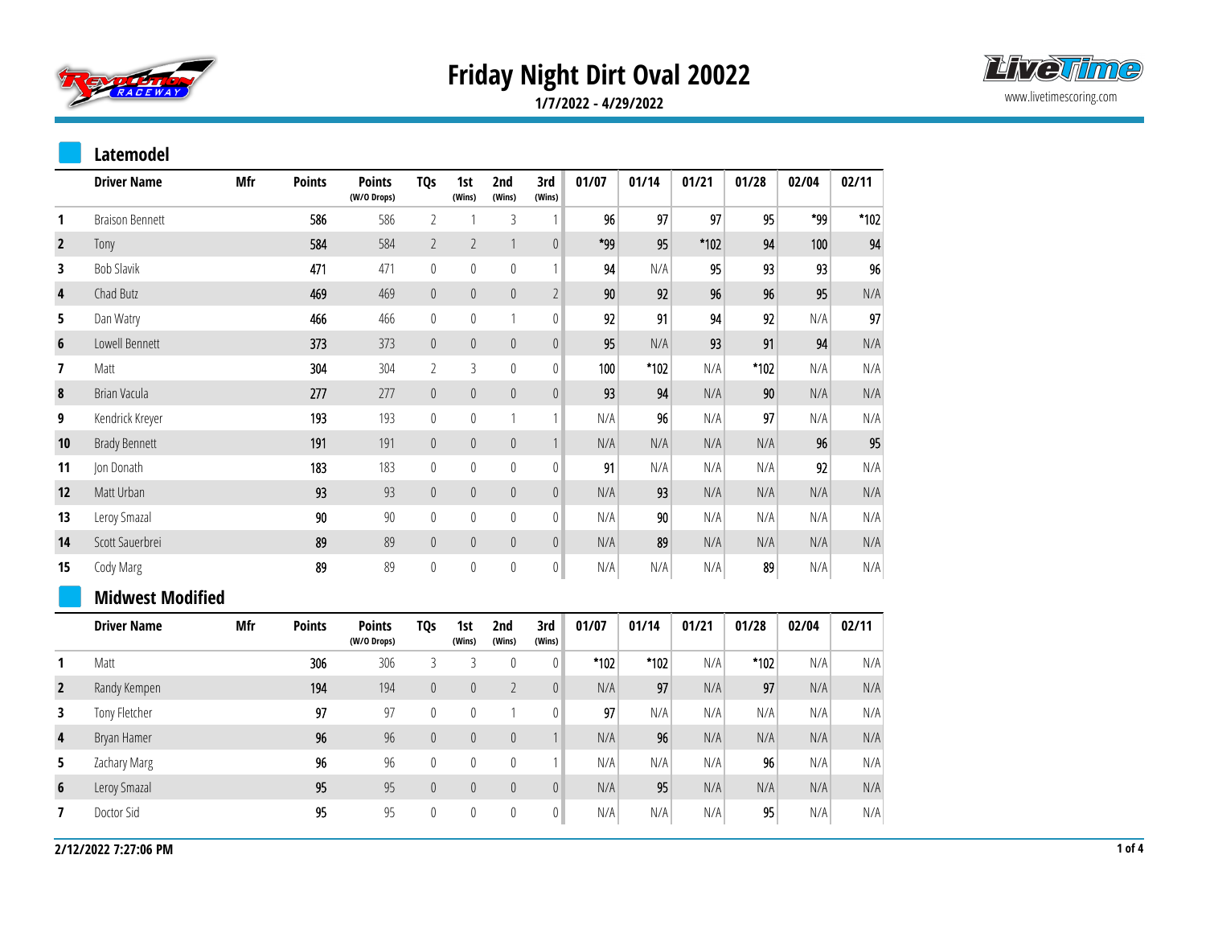# Friday Night Dirt Oval 20022

**1/7/2022 - 4/29/2022**

## Latemodel

| | Driver Name | Mfr | Points | Points (W/O Drops) | TQs | 1st (Wins) | 2nd (Wins) | 3rd (Wins) | 01/07 | 01/14 | 01/21 | 01/28 | 02/04 | 02/11 |
|---|---|---|---|---|---|---|---|---|---|---|---|---|---|---|
| 1 | Braison Bennett | | 586 | 586 | 2 | 1 | 3 | 1 | 96 | 97 | 97 | 95 | *99 | *102 |
| 2 | Tony | | 584 | 584 | 2 | 2 | 1 | 0 | *99 | 95 | *102 | 94 | 100 | 94 |
| 3 | Bob Slavik | | 471 | 471 | 0 | 0 | 0 | 1 | 94 | N/A | 95 | 93 | 93 | 96 |
| 4 | Chad Butz | | 469 | 469 | 0 | 0 | 0 | 2 | 90 | 92 | 96 | 96 | 95 | N/A |
| 5 | Dan Watry | | 466 | 466 | 0 | 0 | 1 | 0 | 92 | 91 | 94 | 92 | N/A | 97 |
| 6 | Lowell Bennett | | 373 | 373 | 0 | 0 | 0 | 0 | 95 | N/A | 93 | 91 | 94 | N/A |
| 7 | Matt | | 304 | 304 | 2 | 3 | 0 | 0 | 100 | *102 | N/A | *102 | N/A | N/A |
| 8 | Brian Vacula | | 277 | 277 | 0 | 0 | 0 | 0 | 93 | 94 | N/A | 90 | N/A | N/A |
| 9 | Kendrick Kreyer | | 193 | 193 | 0 | 0 | 1 | 1 | N/A | 96 | N/A | 97 | N/A | N/A |
| 10 | Brady Bennett | | 191 | 191 | 0 | 0 | 0 | 1 | N/A | N/A | N/A | N/A | 96 | 95 |
| 11 | Jon Donath | | 183 | 183 | 0 | 0 | 0 | 0 | 91 | N/A | N/A | N/A | 92 | N/A |
| 12 | Matt Urban | | 93 | 93 | 0 | 0 | 0 | 0 | N/A | 93 | N/A | N/A | N/A | N/A |
| 13 | Leroy Smazal | | 90 | 90 | 0 | 0 | 0 | 0 | N/A | 90 | N/A | N/A | N/A | N/A |
| 14 | Scott Sauerbrei | | 89 | 89 | 0 | 0 | 0 | 0 | N/A | 89 | N/A | N/A | N/A | N/A |
| 15 | Cody Marg | | 89 | 89 | 0 | 0 | 0 | 0 | N/A | N/A | N/A | 89 | N/A | N/A |

## Midwest Modified

| | Driver Name | Mfr | Points | Points (W/O Drops) | TQs | 1st (Wins) | 2nd (Wins) | 3rd (Wins) | 01/07 | 01/14 | 01/21 | 01/28 | 02/04 | 02/11 |
|---|---|---|---|---|---|---|---|---|---|---|---|---|---|---|
| 1 | Matt | | 306 | 306 | 3 | 3 | 0 | 0 | *102 | *102 | N/A | *102 | N/A | N/A |
| 2 | Randy Kempen | | 194 | 194 | 0 | 0 | 2 | 0 | N/A | 97 | N/A | 97 | N/A | N/A |
| 3 | Tony Fletcher | | 97 | 97 | 0 | 0 | 1 | 0 | 97 | N/A | N/A | N/A | N/A | N/A |
| 4 | Bryan Hamer | | 96 | 96 | 0 | 0 | 0 | 1 | N/A | 96 | N/A | N/A | N/A | N/A |
| 5 | Zachary Marg | | 96 | 96 | 0 | 0 | 0 | 1 | N/A | N/A | N/A | 96 | N/A | N/A |
| 6 | Leroy Smazal | | 95 | 95 | 0 | 0 | 0 | 0 | N/A | 95 | N/A | N/A | N/A | N/A |
| 7 | Doctor Sid | | 95 | 95 | 0 | 0 | 0 | 0 | N/A | N/A | N/A | 95 | N/A | N/A |

2/12/2022 7:27:06 PM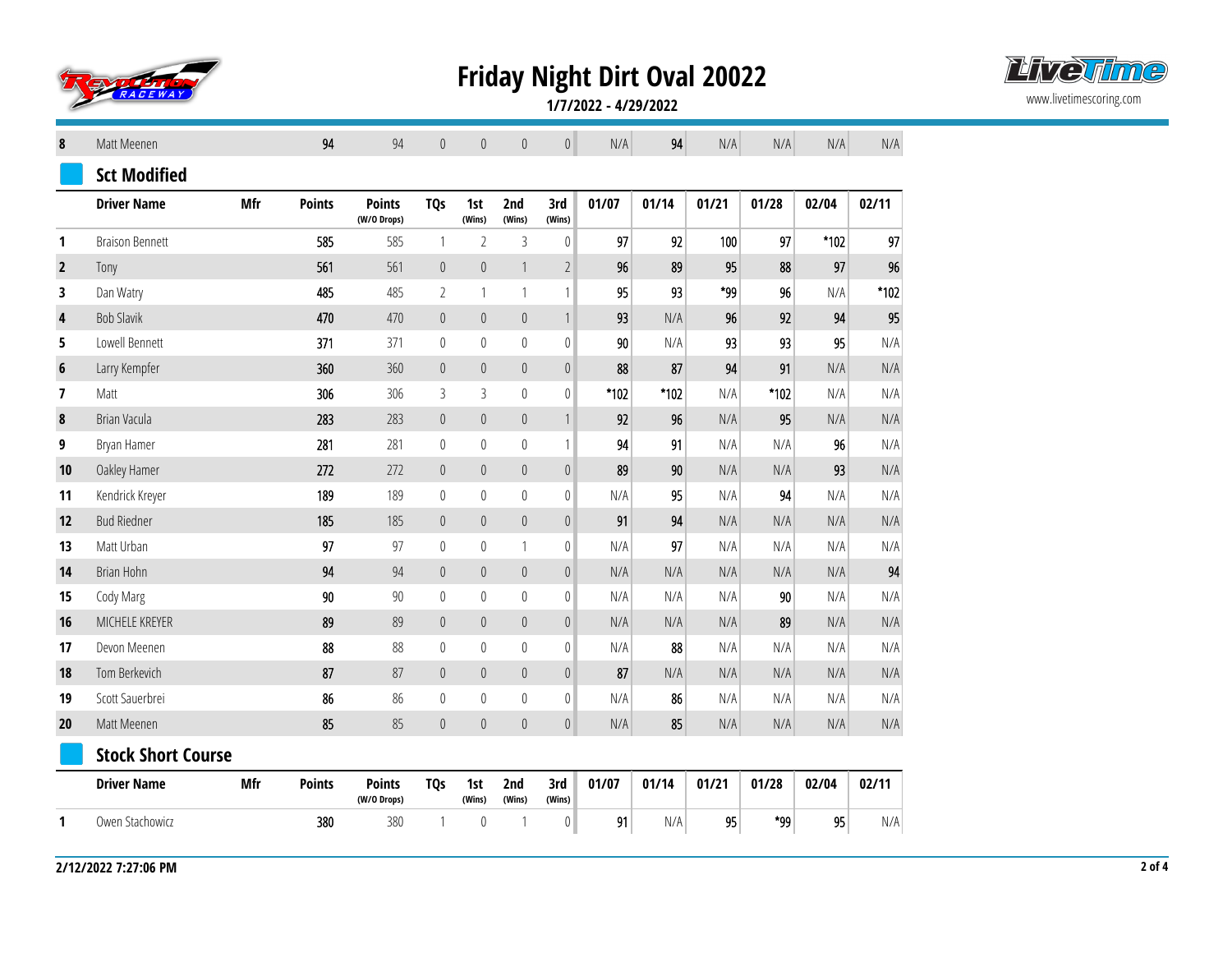# Friday Night Dirt Oval 20022

**1/7/2022 - 4/29/2022**

| | Driver Name | Mfr | Points | Points (W/O Drops) | TQs | 1st (Wins) | 2nd (Wins) | 3rd (Wins) | 01/07 | 01/14 | 01/21 | 01/28 | 02/04 | 02/11 |
|---|---|---|---|---|---|---|---|---|---|---|---|---|---|---|
| **8** | Matt Meenen | | **94** | 94 | 0 | 0 | 0 | 0 | N/A | **94** | N/A | N/A | N/A | N/A |

## Sct Modified

| | Driver Name | Mfr | Points | Points (W/O Drops) | TQs | 1st (Wins) | 2nd (Wins) | 3rd (Wins) | 01/07 | 01/14 | 01/21 | 01/28 | 02/04 | 02/11 |
|---|---|---|---|---|---|---|---|---|---|---|---|---|---|---|
| **1** | Braison Bennett | | **585** | 585 | 1 | 2 | 3 | 0 | **97** | **92** | **100** | **97** | ***102** | **97** |
| **2** | Tony | | **561** | 561 | 0 | 0 | 1 | 2 | **96** | **89** | **95** | **88** | **97** | **96** |
| **3** | Dan Watry | | **485** | 485 | 2 | 1 | 1 | 1 | **95** | **93** | ***99** | **96** | N/A | ***102** |
| **4** | Bob Slavik | | **470** | 470 | 0 | 0 | 0 | 1 | **93** | N/A | **96** | **92** | **94** | **95** |
| **5** | Lowell Bennett | | **371** | 371 | 0 | 0 | 0 | 0 | **90** | N/A | **93** | **93** | **95** | N/A |
| **6** | Larry Kempfer | | **360** | 360 | 0 | 0 | 0 | 0 | **88** | **87** | **94** | **91** | N/A | N/A |
| **7** | Matt | | **306** | 306 | 3 | 3 | 0 | 0 | ***102** | ***102** | N/A | ***102** | N/A | N/A |
| **8** | Brian Vacula | | **283** | 283 | 0 | 0 | 0 | 1 | **92** | **96** | N/A | **95** | N/A | N/A |
| **9** | Bryan Hamer | | **281** | 281 | 0 | 0 | 0 | 1 | **94** | **91** | N/A | N/A | **96** | N/A |
| **10** | Oakley Hamer | | **272** | 272 | 0 | 0 | 0 | 0 | **89** | **90** | N/A | N/A | **93** | N/A |
| **11** | Kendrick Kreyer | | **189** | 189 | 0 | 0 | 0 | 0 | N/A | **95** | N/A | **94** | N/A | N/A |
| **12** | Bud Riedner | | **185** | 185 | 0 | 0 | 0 | 0 | **91** | **94** | N/A | N/A | N/A | N/A |
| **13** | Matt Urban | | **97** | 97 | 0 | 0 | 1 | 0 | N/A | **97** | N/A | N/A | N/A | N/A |
| **14** | Brian Hohn | | **94** | 94 | 0 | 0 | 0 | 0 | N/A | N/A | N/A | N/A | N/A | **94** |
| **15** | Cody Marg | | **90** | 90 | 0 | 0 | 0 | 0 | N/A | N/A | N/A | **90** | N/A | N/A |
| **16** | MICHELE KREYER | | **89** | 89 | 0 | 0 | 0 | 0 | N/A | N/A | N/A | **89** | N/A | N/A |
| **17** | Devon Meenen | | **88** | 88 | 0 | 0 | 0 | 0 | N/A | **88** | N/A | N/A | N/A | N/A |
| **18** | Tom Berkevich | | **87** | 87 | 0 | 0 | 0 | 0 | **87** | N/A | N/A | N/A | N/A | N/A |
| **19** | Scott Sauerbrei | | **86** | 86 | 0 | 0 | 0 | 0 | N/A | **86** | N/A | N/A | N/A | N/A |
| **20** | Matt Meenen | | **85** | 85 | 0 | 0 | 0 | 0 | N/A | **85** | N/A | N/A | N/A | N/A |

## Stock Short Course

| | Driver Name | Mfr | Points | Points (W/O Drops) | TQs | 1st (Wins) | 2nd (Wins) | 3rd (Wins) | 01/07 | 01/14 | 01/21 | 01/28 | 02/04 | 02/11 |
|---|---|---|---|---|---|---|---|---|---|---|---|---|---|---|
| **1** | Owen Stachowicz | | **380** | 380 | 1 | 0 | 1 | 0 | **91** | N/A | **95** | ***99** | **95** | N/A |

**2/12/2022 7:27:06 PM**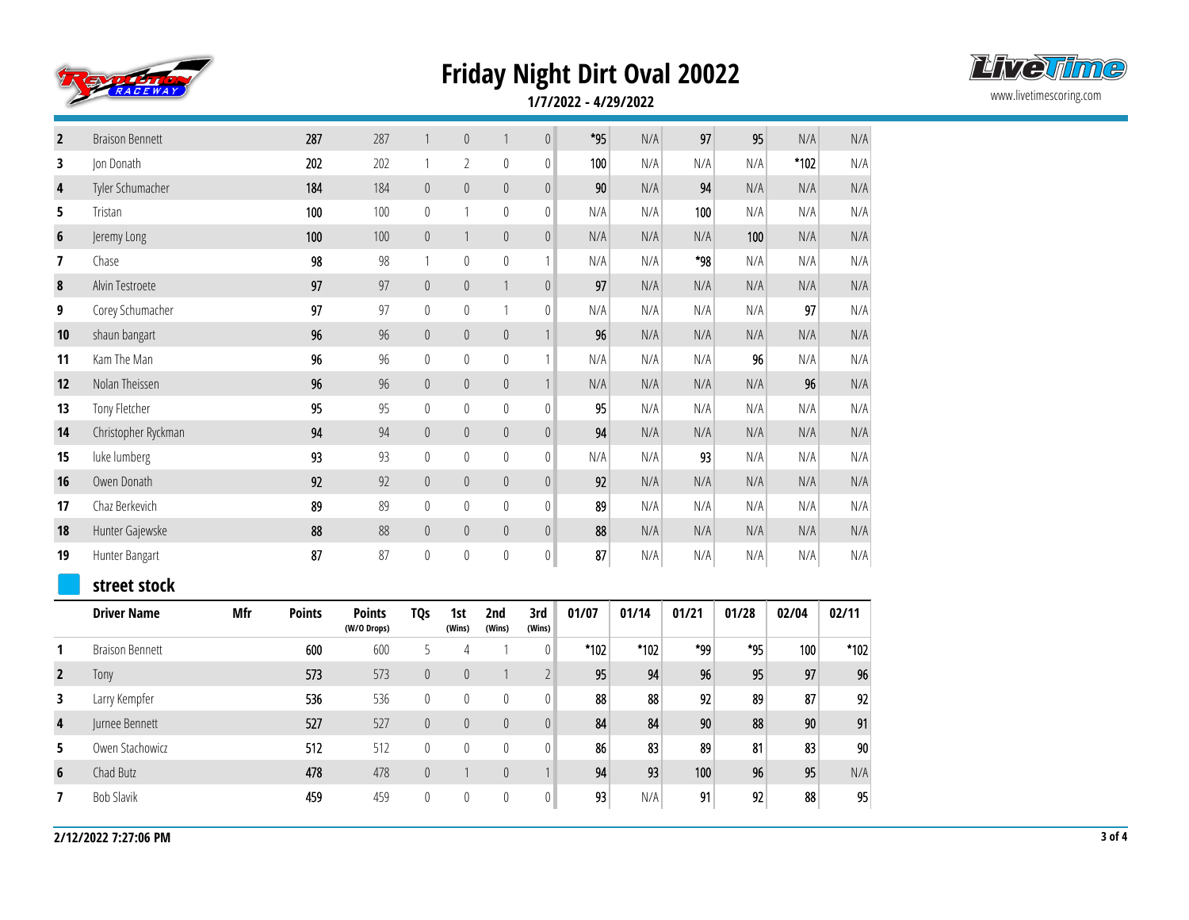# Friday Night Dirt Oval 20022

**1/7/2022 - 4/29/2022**

| | Driver Name | Mfr | Points | Points (W/O Drops) | TQs | 1st (Wins) | 2nd (Wins) | 3rd (Wins) | 01/07 | 01/14 | 01/21 | 01/28 | 02/04 | 02/11 |
|---|---|---|---|---|---|---|---|---|---|---|---|---|---|---|
| **2** | Braison Bennett | | **287** | 287 | 1 | 0 | 1 | 0 | *95 | N/A | 97 | 95 | N/A | N/A |
| **3** | Jon Donath | | **202** | 202 | 1 | 2 | 0 | 0 | 100 | N/A | N/A | N/A | *102 | N/A |
| **4** | Tyler Schumacher | | **184** | 184 | 0 | 0 | 0 | 0 | 90 | N/A | 94 | N/A | N/A | N/A |
| **5** | Tristan | | **100** | 100 | 0 | 1 | 0 | 0 | N/A | N/A | 100 | N/A | N/A | N/A |
| **6** | Jeremy Long | | **100** | 100 | 0 | 1 | 0 | 0 | N/A | N/A | N/A | 100 | N/A | N/A |
| **7** | Chase | | **98** | 98 | 1 | 0 | 0 | 1 | N/A | N/A | *98 | N/A | N/A | N/A |
| **8** | Alvin Testroete | | **97** | 97 | 0 | 0 | 1 | 0 | 97 | N/A | N/A | N/A | N/A | N/A |
| **9** | Corey Schumacher | | **97** | 97 | 0 | 0 | 1 | 0 | N/A | N/A | N/A | N/A | 97 | N/A |
| **10** | shaun bangart | | **96** | 96 | 0 | 0 | 0 | 1 | 96 | N/A | N/A | N/A | N/A | N/A |
| **11** | Kam The Man | | **96** | 96 | 0 | 0 | 0 | 1 | N/A | N/A | N/A | 96 | N/A | N/A |
| **12** | Nolan Theissen | | **96** | 96 | 0 | 0 | 0 | 1 | N/A | N/A | N/A | N/A | 96 | N/A |
| **13** | Tony Fletcher | | **95** | 95 | 0 | 0 | 0 | 0 | 95 | N/A | N/A | N/A | N/A | N/A |
| **14** | Christopher Ryckman | | **94** | 94 | 0 | 0 | 0 | 0 | 94 | N/A | N/A | N/A | N/A | N/A |
| **15** | luke lumberg | | **93** | 93 | 0 | 0 | 0 | 0 | N/A | N/A | 93 | N/A | N/A | N/A |
| **16** | Owen Donath | | **92** | 92 | 0 | 0 | 0 | 0 | 92 | N/A | N/A | N/A | N/A | N/A |
| **17** | Chaz Berkevich | | **89** | 89 | 0 | 0 | 0 | 0 | 89 | N/A | N/A | N/A | N/A | N/A |
| **18** | Hunter Gajewske | | **88** | 88 | 0 | 0 | 0 | 0 | 88 | N/A | N/A | N/A | N/A | N/A |
| **19** | Hunter Bangart | | **87** | 87 | 0 | 0 | 0 | 0 | 87 | N/A | N/A | N/A | N/A | N/A |

## street stock

| | Driver Name | Mfr | Points | Points (W/O Drops) | TQs | 1st (Wins) | 2nd (Wins) | 3rd (Wins) | 01/07 | 01/14 | 01/21 | 01/28 | 02/04 | 02/11 |
|---|---|---|---|---|---|---|---|---|---|---|---|---|---|---|
| **1** | Braison Bennett | | **600** | 600 | 5 | 4 | 1 | 0 | *102 | *102 | *99 | *95 | 100 | *102 |
| **2** | Tony | | **573** | 573 | 0 | 0 | 1 | 2 | 95 | 94 | 96 | 95 | 97 | 96 |
| **3** | Larry Kempfer | | **536** | 536 | 0 | 0 | 0 | 0 | 88 | 88 | 92 | 89 | 87 | 92 |
| **4** | Jurnee Bennett | | **527** | 527 | 0 | 0 | 0 | 0 | 84 | 84 | 90 | 88 | 90 | 91 |
| **5** | Owen Stachowicz | | **512** | 512 | 0 | 0 | 0 | 0 | 86 | 83 | 89 | 81 | 83 | 90 |
| **6** | Chad Butz | | **478** | 478 | 0 | 1 | 0 | 1 | 94 | 93 | 100 | 96 | 95 | N/A |
| **7** | Bob Slavik | | **459** | 459 | 0 | 0 | 0 | 0 | 93 | N/A | 91 | 92 | 88 | 95 |

**2/12/2022 7:27:06 PM**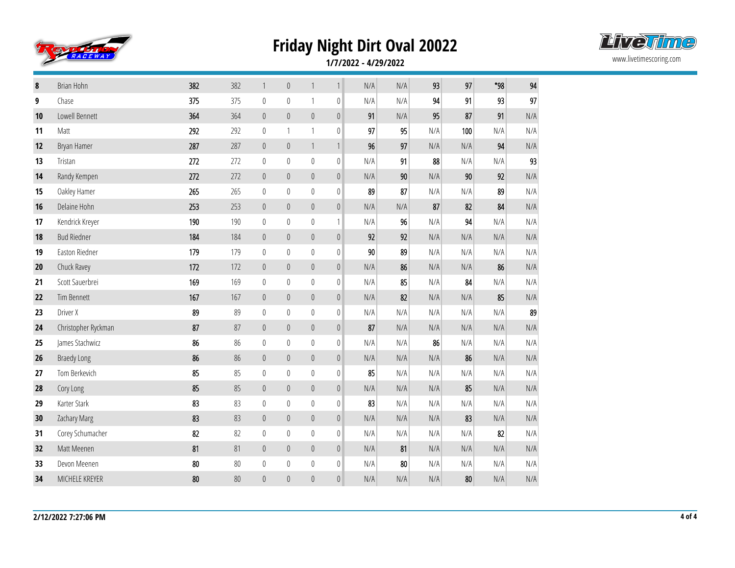# Friday Night Dirt Oval 20022

**1/7/2022 - 4/29/2022**

www.livetimescoring.com

| | | | | | | | | | | | | | |
|---|---|---|---|---|---|---|---|---|---|---|---|---|---|
| 8 | Brian Hohn | 382 | 382 | 1 | 0 | 1 | 1 | N/A | N/A | 93 | 97 | *98 | 94 |
| 9 | Chase | 375 | 375 | 0 | 0 | 1 | 0 | N/A | N/A | 94 | 91 | 93 | 97 |
| 10 | Lowell Bennett | 364 | 364 | 0 | 0 | 0 | 0 | 91 | N/A | 95 | 87 | 91 | N/A |
| 11 | Matt | 292 | 292 | 0 | 1 | 1 | 0 | 97 | 95 | N/A | 100 | N/A | N/A |
| 12 | Bryan Hamer | 287 | 287 | 0 | 0 | 1 | 1 | 96 | 97 | N/A | N/A | 94 | N/A |
| 13 | Tristan | 272 | 272 | 0 | 0 | 0 | 0 | N/A | 91 | 88 | N/A | N/A | 93 |
| 14 | Randy Kempen | 272 | 272 | 0 | 0 | 0 | 0 | N/A | 90 | N/A | 90 | 92 | N/A |
| 15 | Oakley Hamer | 265 | 265 | 0 | 0 | 0 | 0 | 89 | 87 | N/A | N/A | 89 | N/A |
| 16 | Delaine Hohn | 253 | 253 | 0 | 0 | 0 | 0 | N/A | N/A | 87 | 82 | 84 | N/A |
| 17 | Kendrick Kreyer | 190 | 190 | 0 | 0 | 0 | 1 | N/A | 96 | N/A | 94 | N/A | N/A |
| 18 | Bud Riedner | 184 | 184 | 0 | 0 | 0 | 0 | 92 | 92 | N/A | N/A | N/A | N/A |
| 19 | Easton Riedner | 179 | 179 | 0 | 0 | 0 | 0 | 90 | 89 | N/A | N/A | N/A | N/A |
| 20 | Chuck Ravey | 172 | 172 | 0 | 0 | 0 | 0 | N/A | 86 | N/A | N/A | 86 | N/A |
| 21 | Scott Sauerbrei | 169 | 169 | 0 | 0 | 0 | 0 | N/A | 85 | N/A | 84 | N/A | N/A |
| 22 | Tim Bennett | 167 | 167 | 0 | 0 | 0 | 0 | N/A | 82 | N/A | N/A | 85 | N/A |
| 23 | Driver X | 89 | 89 | 0 | 0 | 0 | 0 | N/A | N/A | N/A | N/A | N/A | 89 |
| 24 | Christopher Ryckman | 87 | 87 | 0 | 0 | 0 | 0 | 87 | N/A | N/A | N/A | N/A | N/A |
| 25 | James Stachwicz | 86 | 86 | 0 | 0 | 0 | 0 | N/A | N/A | 86 | N/A | N/A | N/A |
| 26 | Braedy Long | 86 | 86 | 0 | 0 | 0 | 0 | N/A | N/A | N/A | 86 | N/A | N/A |
| 27 | Tom Berkevich | 85 | 85 | 0 | 0 | 0 | 0 | 85 | N/A | N/A | N/A | N/A | N/A |
| 28 | Cory Long | 85 | 85 | 0 | 0 | 0 | 0 | N/A | N/A | N/A | 85 | N/A | N/A |
| 29 | Karter Stark | 83 | 83 | 0 | 0 | 0 | 0 | 83 | N/A | N/A | N/A | N/A | N/A |
| 30 | Zachary Marg | 83 | 83 | 0 | 0 | 0 | 0 | N/A | N/A | N/A | 83 | N/A | N/A |
| 31 | Corey Schumacher | 82 | 82 | 0 | 0 | 0 | 0 | N/A | N/A | N/A | N/A | 82 | N/A |
| 32 | Matt Meenen | 81 | 81 | 0 | 0 | 0 | 0 | N/A | 81 | N/A | N/A | N/A | N/A |
| 33 | Devon Meenen | 80 | 80 | 0 | 0 | 0 | 0 | N/A | 80 | N/A | N/A | N/A | N/A |
| 34 | MICHELE KREYER | 80 | 80 | 0 | 0 | 0 | 0 | N/A | N/A | N/A | 80 | N/A | N/A |

**2/12/2022 7:27:06 PM**